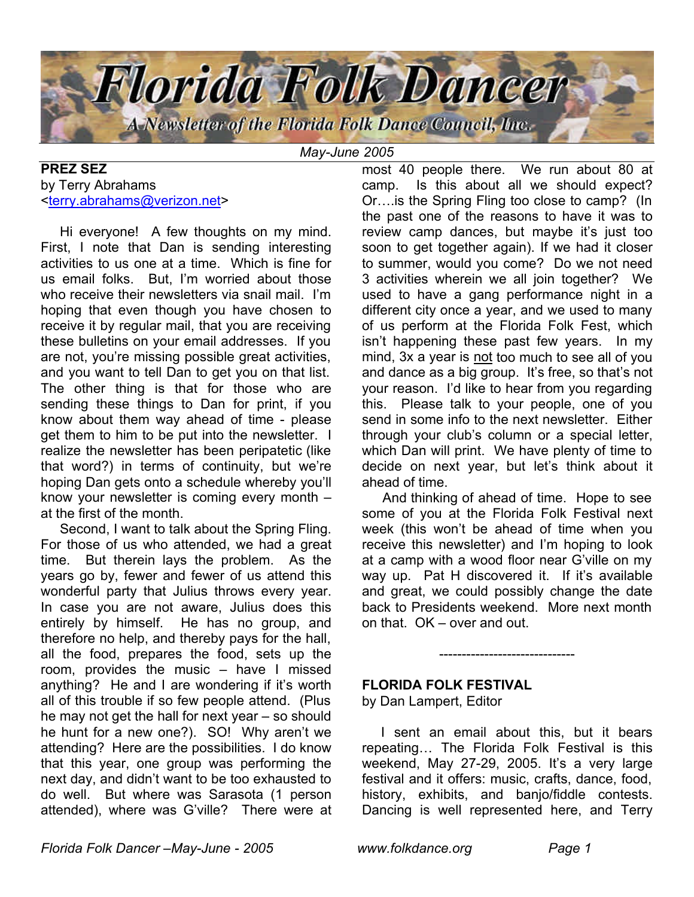# Florida Folk Dancer

A Newsletter of the Florida Folk Dance Council, Inc.

*May-June 2005*

## PREZ SEZ

by Terry Abrahams
<terry.abrahams@verizon.net>

Hi everyone! A few thoughts on my mind. First, I note that Dan is sending interesting activities to us one at a time. Which is fine for us email folks. But, I'm worried about those who receive their newsletters via snail mail. I'm hoping that even though you have chosen to receive it by regular mail, that you are receiving these bulletins on your email addresses. If you are not, you're missing possible great activities, and you want to tell Dan to get you on that list. The other thing is that for those who are sending these things to Dan for print, if you know about them way ahead of time - please get them to him to be put into the newsletter. I realize the newsletter has been peripatetic (like that word?) in terms of continuity, but we're hoping Dan gets onto a schedule whereby you'll know your newsletter is coming every month – at the first of the month.

Second, I want to talk about the Spring Fling. For those of us who attended, we had a great time. But therein lays the problem. As the years go by, fewer and fewer of us attend this wonderful party that Julius throws every year. In case you are not aware, Julius does this entirely by himself. He has no group, and therefore no help, and thereby pays for the hall, all the food, prepares the food, sets up the room, provides the music – have I missed anything? He and I are wondering if it's worth all of this trouble if so few people attend. (Plus he may not get the hall for next year – so should he hunt for a new one?). SO! Why aren't we attending? Here are the possibilities. I do know that this year, one group was performing the next day, and didn't want to be too exhausted to do well. But where was Sarasota (1 person attended), where was G'ville? There were at most 40 people there. We run about 80 at camp. Is this about all we should expect? Or….is the Spring Fling too close to camp? (In the past one of the reasons to have it was to review camp dances, but maybe it's just too soon to get together again). If we had it closer to summer, would you come? Do we not need 3 activities wherein we all join together? We used to have a gang performance night in a different city once a year, and we used to many of us perform at the Florida Folk Fest, which isn't happening these past few years. In my mind, 3x a year is <u>not</u> too much to see all of you and dance as a big group. It's free, so that's not your reason. I'd like to hear from you regarding this. Please talk to your people, one of you send in some info to the next newsletter. Either through your club's column or a special letter, which Dan will print. We have plenty of time to decide on next year, but let's think about it ahead of time.

And thinking of ahead of time. Hope to see some of you at the Florida Folk Festival next week (this won't be ahead of time when you receive this newsletter) and I'm hoping to look at a camp with a wood floor near G'ville on my way up. Pat H discovered it. If it's available and great, we could possibly change the date back to Presidents weekend. More next month on that. OK – over and out.

------------------------------

## FLORIDA FOLK FESTIVAL

by Dan Lampert, Editor

I sent an email about this, but it bears repeating… The Florida Folk Festival is this weekend, May 27-29, 2005. It's a very large festival and it offers: music, crafts, dance, food, history, exhibits, and banjo/fiddle contests. Dancing is well represented here, and Terry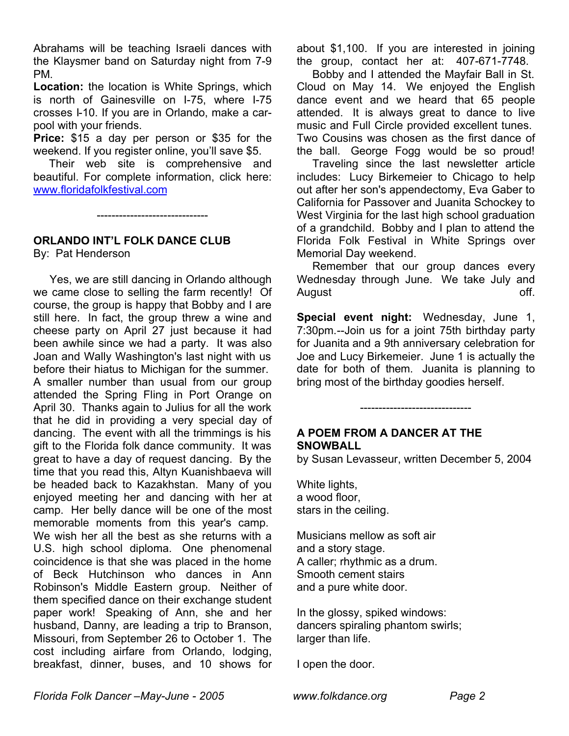Abrahams will be teaching Israeli dances with the Klaysmer band on Saturday night from 7-9 PM.

**Location:** the location is White Springs, which is north of Gainesville on I-75, where I-75 crosses I-10. If you are in Orlando, make a car-pool with your friends.

**Price:** $15 a day per person or $35 for the weekend. If you register online, you'll save $5.

Their web site is comprehensive and beautiful. For complete information, click here: www.floridafolkfestival.com

------------------------------

## ORLANDO INT'L FOLK DANCE CLUB

By: Pat Henderson

Yes, we are still dancing in Orlando although we came close to selling the farm recently! Of course, the group is happy that Bobby and I are still here. In fact, the group threw a wine and cheese party on April 27 just because it had been awhile since we had a party. It was also Joan and Wally Washington's last night with us before their hiatus to Michigan for the summer. A smaller number than usual from our group attended the Spring Fling in Port Orange on April 30. Thanks again to Julius for all the work that he did in providing a very special day of dancing. The event with all the trimmings is his gift to the Florida folk dance community. It was great to have a day of request dancing. By the time that you read this, Altyn Kuanishbaeva will be headed back to Kazakhstan. Many of you enjoyed meeting her and dancing with her at camp. Her belly dance will be one of the most memorable moments from this year's camp. We wish her all the best as she returns with a U.S. high school diploma. One phenomenal coincidence is that she was placed in the home of Beck Hutchinson who dances in Ann Robinson's Middle Eastern group. Neither of them specified dance on their exchange student paper work! Speaking of Ann, she and her husband, Danny, are leading a trip to Branson, Missouri, from September 26 to October 1. The cost including airfare from Orlando, lodging, breakfast, dinner, buses, and 10 shows for about $1,100. If you are interested in joining the group, contact her at: 407-671-7748.

Bobby and I attended the Mayfair Ball in St. Cloud on May 14. We enjoyed the English dance event and we heard that 65 people attended. It is always great to dance to live music and Full Circle provided excellent tunes. Two Cousins was chosen as the first dance of the ball. George Fogg would be so proud!

Traveling since the last newsletter article includes: Lucy Birkemeier to Chicago to help out after her son's appendectomy, Eva Gaber to California for Passover and Juanita Schockey to West Virginia for the last high school graduation of a grandchild. Bobby and I plan to attend the Florida Folk Festival in White Springs over Memorial Day weekend.

Remember that our group dances every Wednesday through June. We take July and August off.

**Special event night:** Wednesday, June 1, 7:30pm.--Join us for a joint 75th birthday party for Juanita and a 9th anniversary celebration for Joe and Lucy Birkemeier. June 1 is actually the date for both of them. Juanita is planning to bring most of the birthday goodies herself.

------------------------------

## A POEM FROM A DANCER AT THE SNOWBALL

by Susan Levasseur, written December 5, 2004

White lights,
a wood floor,
stars in the ceiling.

Musicians mellow as soft air
and a story stage.
A caller; rhythmic as a drum.
Smooth cement stairs
and a pure white door.

In the glossy, spiked windows:
dancers spiraling phantom swirls;
larger than life.

I open the door.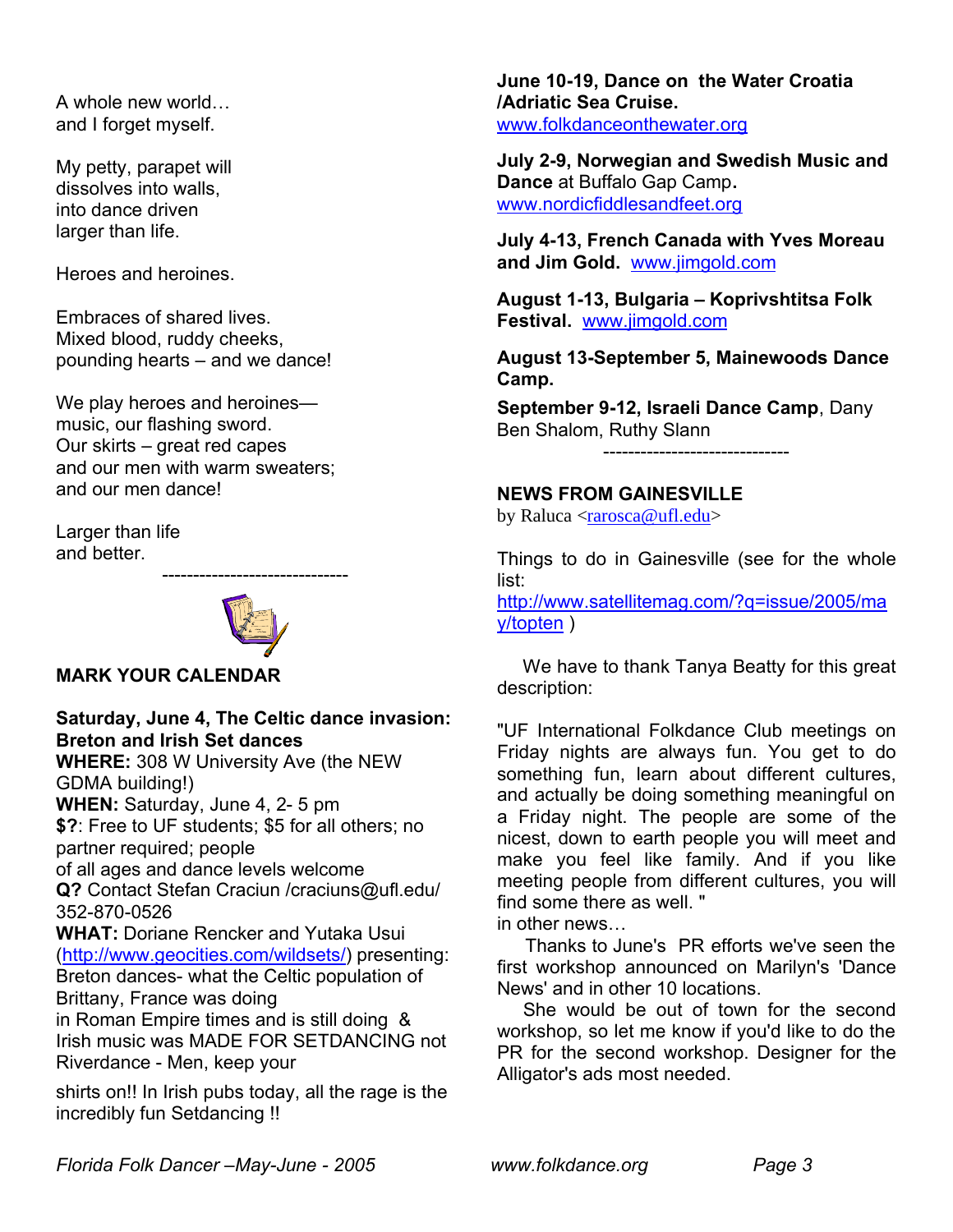A whole new world…
and I forget myself.

My petty, parapet will
dissolves into walls,
into dance driven
larger than life.

Heroes and heroines.

Embraces of shared lives.
Mixed blood, ruddy cheeks,
pounding hearts – and we dance!

We play heroes and heroines—
music, our flashing sword.
Our skirts – great red capes
and our men with warm sweaters;
and our men dance!

Larger than life
and better.

------------------------------

## MARK YOUR CALENDAR

**Saturday, June 4, The Celtic dance invasion: Breton and Irish Set dances**
**WHERE:** 308 W University Ave (the NEW GDMA building!)
**WHEN:** Saturday, June 4, 2- 5 pm
**$?**: Free to UF students; $5 for all others; no partner required; people of all ages and dance levels welcome
**Q?** Contact Stefan Craciun /craciuns@ufl.edu/ 352-870-0526
**WHAT:** Doriane Rencker and Yutaka Usui (http://www.geocities.com/wildsets/) presenting: Breton dances- what the Celtic population of Brittany, France was doing in Roman Empire times and is still doing & Irish music was MADE FOR SETDANCING not Riverdance - Men, keep your shirts on!! In Irish pubs today, all the rage is the incredibly fun Setdancing !!

**June 10-19, Dance on the Water Croatia /Adriatic Sea Cruise.**
www.folkdanceonthewater.org

**July 2-9, Norwegian and Swedish Music and Dance** at Buffalo Gap Camp**.**
www.nordicfiddlesandfeet.org

**July 4-13, French Canada with Yves Moreau and Jim Gold.** www.jimgold.com

**August 1-13, Bulgaria – Koprivshtitsa Folk Festival.** www.jimgold.com

**August 13-September 5, Mainewoods Dance Camp.**

**September 9-12, Israeli Dance Camp**, Dany Ben Shalom, Ruthy Slann

------------------------------

## NEWS FROM GAINESVILLE

by Raluca <rarosca@ufl.edu>

Things to do in Gainesville (see for the whole list: http://www.satellitemag.com/?q=issue/2005/may/topten )

We have to thank Tanya Beatty for this great description:

"UF International Folkdance Club meetings on Friday nights are always fun. You get to do something fun, learn about different cultures, and actually be doing something meaningful on a Friday night. The people are some of the nicest, down to earth people you will meet and make you feel like family. And if you like meeting people from different cultures, you will find some there as well. "

in other news…

Thanks to June's PR efforts we've seen the first workshop announced on Marilyn's 'Dance News' and in other 10 locations.

She would be out of town for the second workshop, so let me know if you'd like to do the PR for the second workshop. Designer for the Alligator's ads most needed.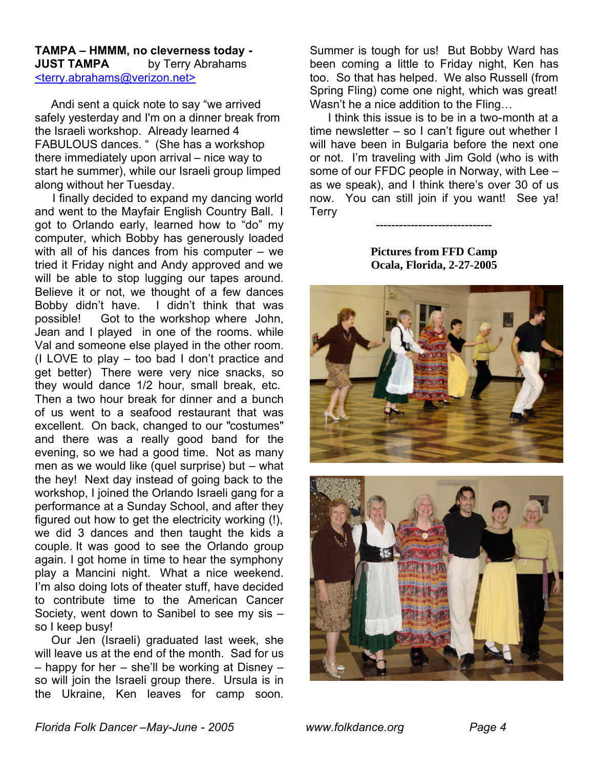**TAMPA – HMMM, no cleverness today - JUST TAMPA** by Terry Abrahams
<terry.abrahams@verizon.net>

Andi sent a quick note to say "we arrived safely yesterday and I'm on a dinner break from the Israeli workshop. Already learned 4 FABULOUS dances. " (She has a workshop there immediately upon arrival – nice way to start he summer), while our Israeli group limped along without her Tuesday.

I finally decided to expand my dancing world and went to the Mayfair English Country Ball. I got to Orlando early, learned how to "do" my computer, which Bobby has generously loaded with all of his dances from his computer – we tried it Friday night and Andy approved and we will be able to stop lugging our tapes around. Believe it or not, we thought of a few dances Bobby didn't have. I didn't think that was possible! Got to the workshop where John, Jean and I played in one of the rooms. while Val and someone else played in the other room. (I LOVE to play – too bad I don't practice and get better) There were very nice snacks, so they would dance 1/2 hour, small break, etc. Then a two hour break for dinner and a bunch of us went to a seafood restaurant that was excellent. On back, changed to our "costumes" and there was a really good band for the evening, so we had a good time. Not as many men as we would like (quel surprise) but – what the hey! Next day instead of going back to the workshop, I joined the Orlando Israeli gang for a performance at a Sunday School, and after they figured out how to get the electricity working (!), we did 3 dances and then taught the kids a couple. It was good to see the Orlando group again. I got home in time to hear the symphony play a Mancini night. What a nice weekend. I'm also doing lots of theater stuff, have decided to contribute time to the American Cancer Society, went down to Sanibel to see my sis – so I keep busy!

Our Jen (Israeli) graduated last week, she will leave us at the end of the month. Sad for us – happy for her – she'll be working at Disney – so will join the Israeli group there. Ursula is in the Ukraine, Ken leaves for camp soon. Summer is tough for us! But Bobby Ward has been coming a little to Friday night, Ken has too. So that has helped. We also Russell (from Spring Fling) come one night, which was great! Wasn't he a nice addition to the Fling…

I think this issue is to be in a two-month at a time newsletter – so I can't figure out whether I will have been in Bulgaria before the next one or not. I'm traveling with Jim Gold (who is with some of our FFDC people in Norway, with Lee – as we speak), and I think there's over 30 of us now. You can still join if you want! See ya! Terry

------------------------------

**Pictures from FFD Camp**
**Ocala, Florida, 2-27-2005**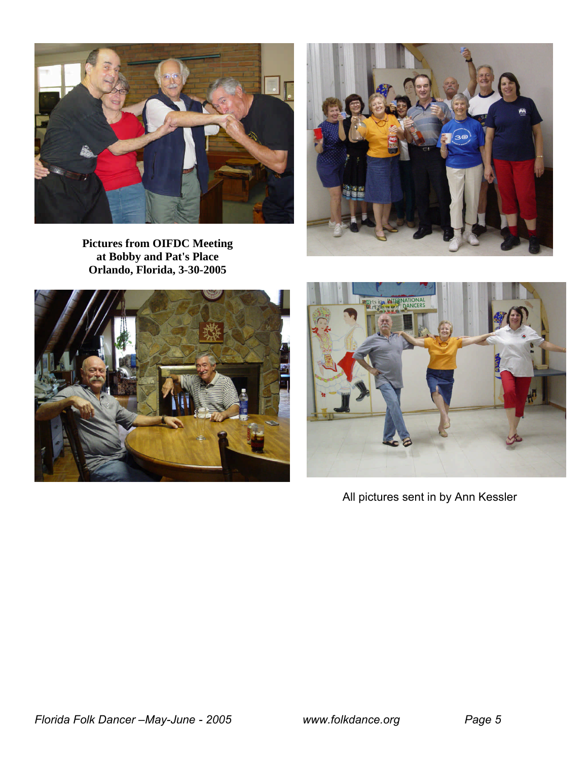**Pictures from OIFDC Meeting at Bobby and Pat's Place Orlando, Florida, 3-30-2005**

All pictures sent in by Ann Kessler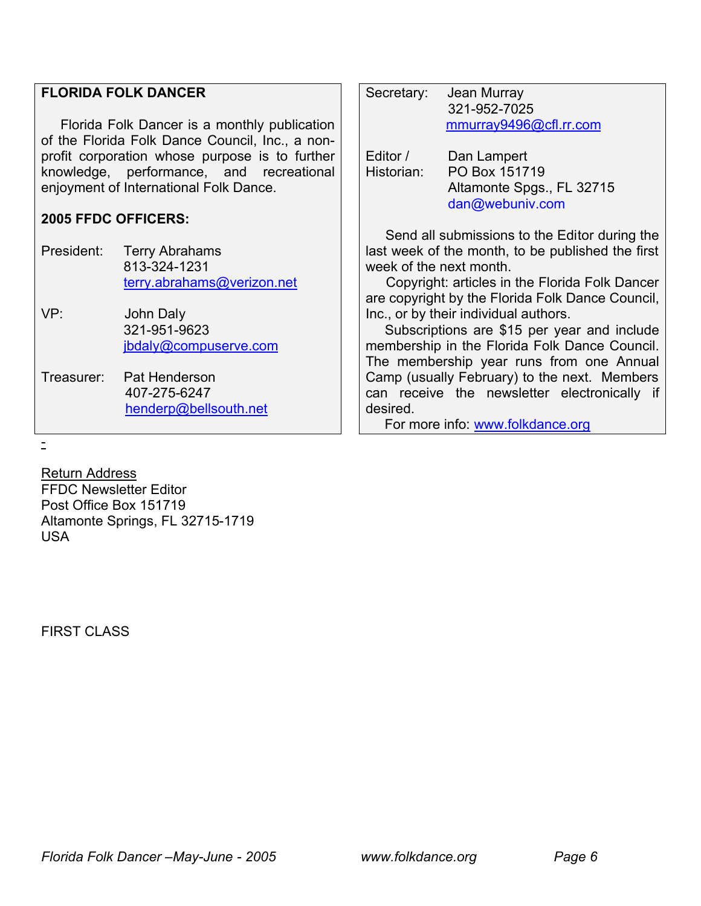**FLORIDA FOLK DANCER**

Florida Folk Dancer is a monthly publication of the Florida Folk Dance Council, Inc., a non-profit corporation whose purpose is to further knowledge, performance, and recreational enjoyment of International Folk Dance.

**2005 FFDC OFFICERS:**

President: Terry Abrahams
813-324-1231
terry.abrahams@verizon.net

VP: John Daly
321-951-9623
jbdaly@compuserve.com

Treasurer: Pat Henderson
407-275-6247
henderp@bellsouth.net

Secretary: Jean Murray
321-952-7025
mmurray9496@cfl.rr.com

Editor / Historian: Dan Lampert
PO Box 151719
Altamonte Spgs., FL 32715
dan@webuniv.com

Send all submissions to the Editor during the last week of the month, to be published the first week of the next month.

Copyright: articles in the Florida Folk Dancer are copyright by the Florida Folk Dance Council, Inc., or by their individual authors.

Subscriptions are $15 per year and include membership in the Florida Folk Dance Council. The membership year runs from one Annual Camp (usually February) to the next. Members can receive the newsletter electronically if desired.

For more info: www.folkdance.org

-

Return Address
FFDC Newsletter Editor
Post Office Box 151719
Altamonte Springs, FL 32715-1719
USA

FIRST CLASS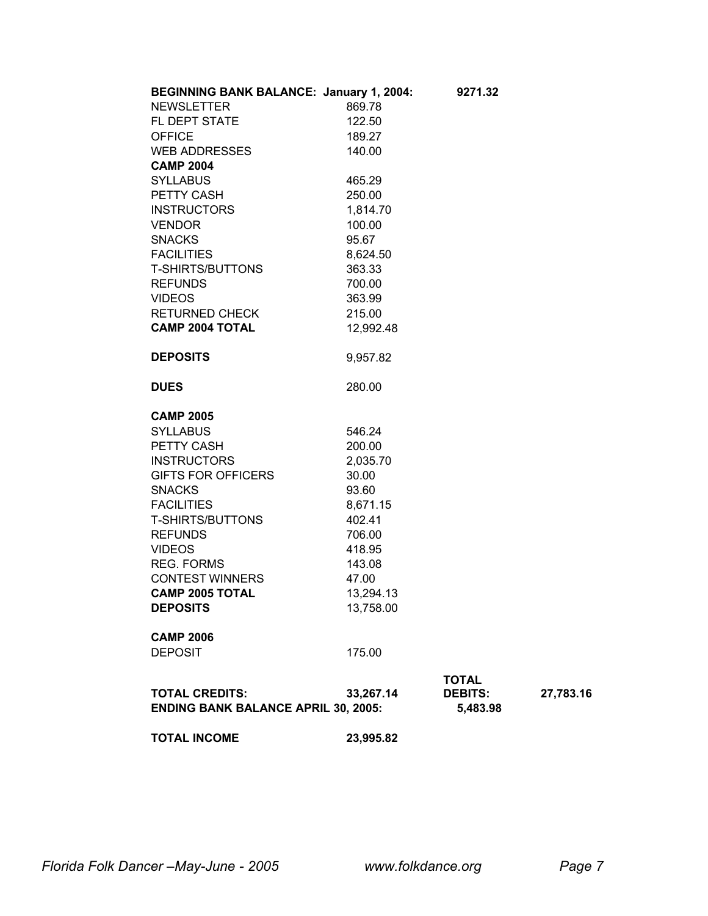| BEGINNING BANK BALANCE: January 1, 2004: | | 9271.32 | |
|---|---|---|---|
| NEWSLETTER | 869.78 | | |
| FL DEPT STATE | 122.50 | | |
| OFFICE | 189.27 | | |
| WEB ADDRESSES | 140.00 | | |
| **CAMP 2004** | | | |
| SYLLABUS | 465.29 | | |
| PETTY CASH | 250.00 | | |
| INSTRUCTORS | 1,814.70 | | |
| VENDOR | 100.00 | | |
| SNACKS | 95.67 | | |
| FACILITIES | 8,624.50 | | |
| T-SHIRTS/BUTTONS | 363.33 | | |
| REFUNDS | 700.00 | | |
| VIDEOS | 363.99 | | |
| RETURNED CHECK | 215.00 | | |
| **CAMP 2004 TOTAL** | 12,992.48 | | |
| **DEPOSITS** | 9,957.82 | | |
| **DUES** | 280.00 | | |
| **CAMP 2005** | | | |
| SYLLABUS | 546.24 | | |
| PETTY CASH | 200.00 | | |
| INSTRUCTORS | 2,035.70 | | |
| GIFTS FOR OFFICERS | 30.00 | | |
| SNACKS | 93.60 | | |
| FACILITIES | 8,671.15 | | |
| T-SHIRTS/BUTTONS | 402.41 | | |
| REFUNDS | 706.00 | | |
| VIDEOS | 418.95 | | |
| REG. FORMS | 143.08 | | |
| CONTEST WINNERS | 47.00 | | |
| **CAMP 2005 TOTAL** | 13,294.13 | | |
| **DEPOSITS** | 13,758.00 | | |
| **CAMP 2006** | | | |
| DEPOSIT | 175.00 | | |
| **TOTAL CREDITS:** | **33,267.14** | **TOTAL DEBITS:** | **27,783.16** |
| **ENDING BANK BALANCE APRIL 30, 2005:** | | **5,483.98** | |
| **TOTAL INCOME** | **23,995.82** | | |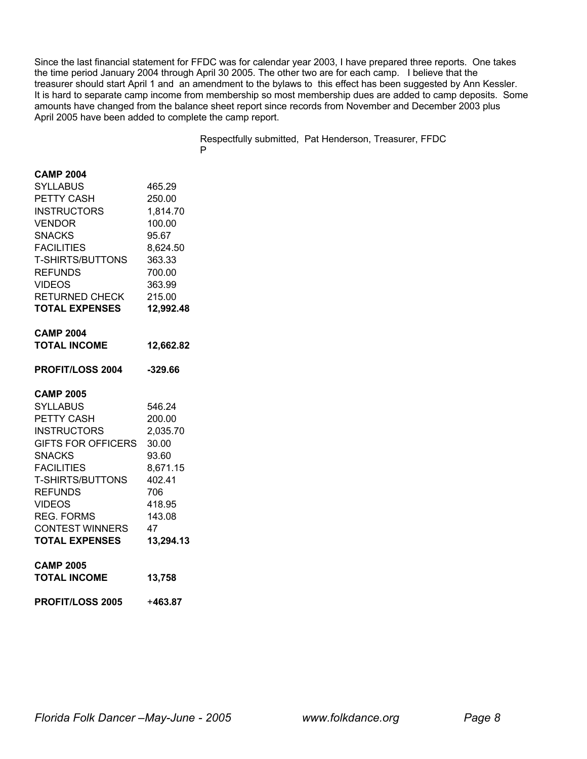Since the last financial statement for FFDC was for calendar year 2003, I have prepared three reports. One takes the time period January 2004 through April 30 2005. The other two are for each camp. I believe that the treasurer should start April 1 and an amendment to the bylaws to this effect has been suggested by Ann Kessler. It is hard to separate camp income from membership so most membership dues are added to camp deposits. Some amounts have changed from the balance sheet report since records from November and December 2003 plus April 2005 have been added to complete the camp report.

Respectfully submitted, Pat Henderson, Treasurer, FFDC
P

| | |
|---|---|
| **CAMP 2004** | |
| SYLLABUS | 465.29 |
| PETTY CASH | 250.00 |
| INSTRUCTORS | 1,814.70 |
| VENDOR | 100.00 |
| SNACKS | 95.67 |
| FACILITIES | 8,624.50 |
| T-SHIRTS/BUTTONS | 363.33 |
| REFUNDS | 700.00 |
| VIDEOS | 363.99 |
| RETURNED CHECK | 215.00 |
| **TOTAL EXPENSES** | **12,992.48** |
| **CAMP 2004** | |
| **TOTAL INCOME** | **12,662.82** |
| **PROFIT/LOSS 2004** | **-329.66** |
| **CAMP 2005** | |
| SYLLABUS | 546.24 |
| PETTY CASH | 200.00 |
| INSTRUCTORS | 2,035.70 |
| GIFTS FOR OFFICERS | 30.00 |
| SNACKS | 93.60 |
| FACILITIES | 8,671.15 |
| T-SHIRTS/BUTTONS | 402.41 |
| REFUNDS | 706 |
| VIDEOS | 418.95 |
| REG. FORMS | 143.08 |
| CONTEST WINNERS | 47 |
| **TOTAL EXPENSES** | **13,294.13** |
| **CAMP 2005** | |
| **TOTAL INCOME** | **13,758** |
| **PROFIT/LOSS 2005** | **+463.87** |